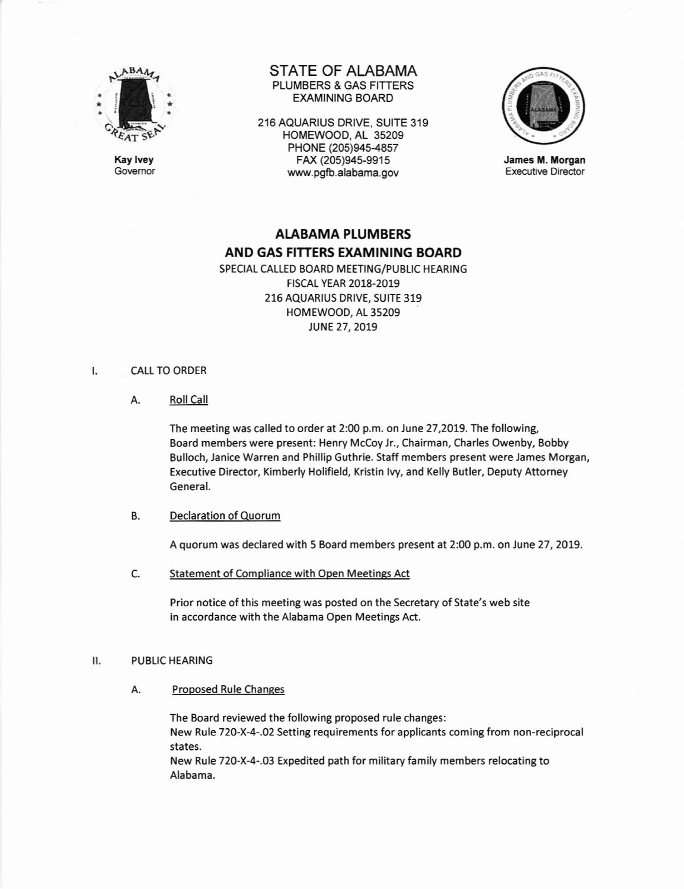STATE OF ALABAMA
PLUMBERS & GAS FITTERS
EXAMINING BOARD

216 AQUARIUS DRIVE, SUITE 319
HOMEWOOD, AL 35209
PHONE (205)945-4857
FAX (205)945-9915
www.pgfb.alabama.gov

**Kay Ivey**
Governor

**James M. Morgan**
Executive Director

# ALABAMA PLUMBERS AND GAS FITTERS EXAMINING BOARD

SPECIAL CALLED BOARD MEETING/PUBLIC HEARING
FISCAL YEAR 2018-2019
216 AQUARIUS DRIVE, SUITE 319
HOMEWOOD, AL 35209
JUNE 27, 2019

I. CALL TO ORDER

A. Roll Call

The meeting was called to order at 2:00 p.m. on June 27,2019. The following, Board members were present: Henry McCoy Jr., Chairman, Charles Owenby, Bobby Bulloch, Janice Warren and Phillip Guthrie. Staff members present were James Morgan, Executive Director, Kimberly Holifield, Kristin Ivy, and Kelly Butler, Deputy Attorney General.

B. Declaration of Quorum

A quorum was declared with 5 Board members present at 2:00 p.m. on June 27, 2019.

C. Statement of Compliance with Open Meetings Act

Prior notice of this meeting was posted on the Secretary of State's web site in accordance with the Alabama Open Meetings Act.

II. PUBLIC HEARING

A. Proposed Rule Changes

The Board reviewed the following proposed rule changes:
New Rule 720-X-4-.02 Setting requirements for applicants coming from non-reciprocal states.
New Rule 720-X-4-.03 Expedited path for military family members relocating to Alabama.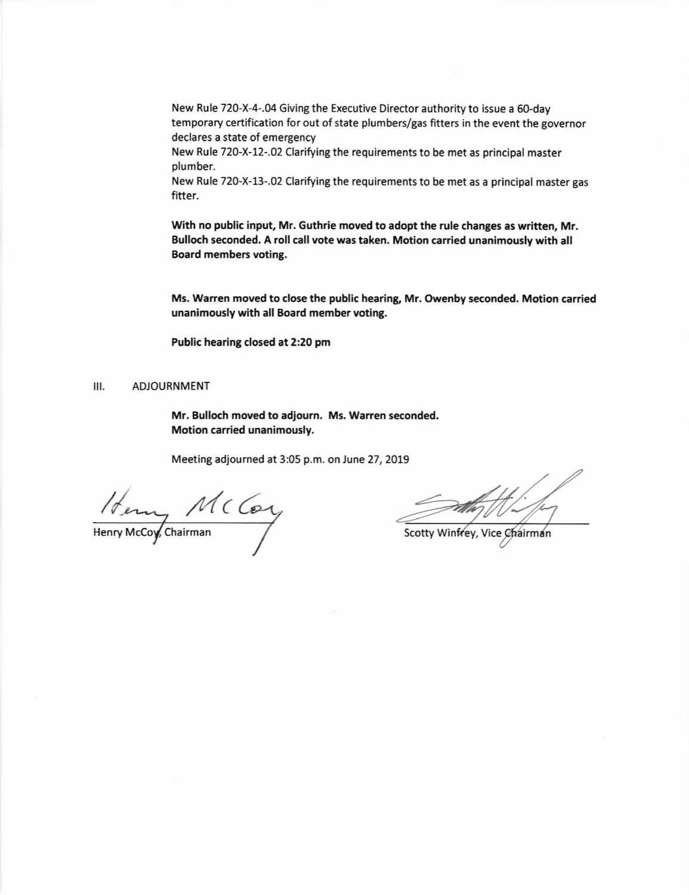New Rule 720-X-4-.04 Giving the Executive Director authority to issue a 60-day temporary certification for out of state plumbers/gas fitters in the event the governor declares a state of emergency

New Rule 720-X-12-.02 Clarifying the requirements to be met as principal master plumber.

New Rule 720-X-13-.02 Clarifying the requirements to be met as a principal master gas fitter.

**With no public input, Mr. Guthrie moved to adopt the rule changes as written, Mr. Bulloch seconded. A roll call vote was taken. Motion carried unanimously with all Board members voting.**

**Ms. Warren moved to close the public hearing, Mr. Owenby seconded. Motion carried unanimously with all Board member voting.**

**Public hearing closed at 2:20 pm**

III. ADJOURNMENT

**Mr. Bulloch moved to adjourn. Ms. Warren seconded. Motion carried unanimously.**

Meeting adjourned at 3:05 p.m. on June 27, 2019

Henry McCoy, Chairman

Scotty Winfrey, Vice Chairman